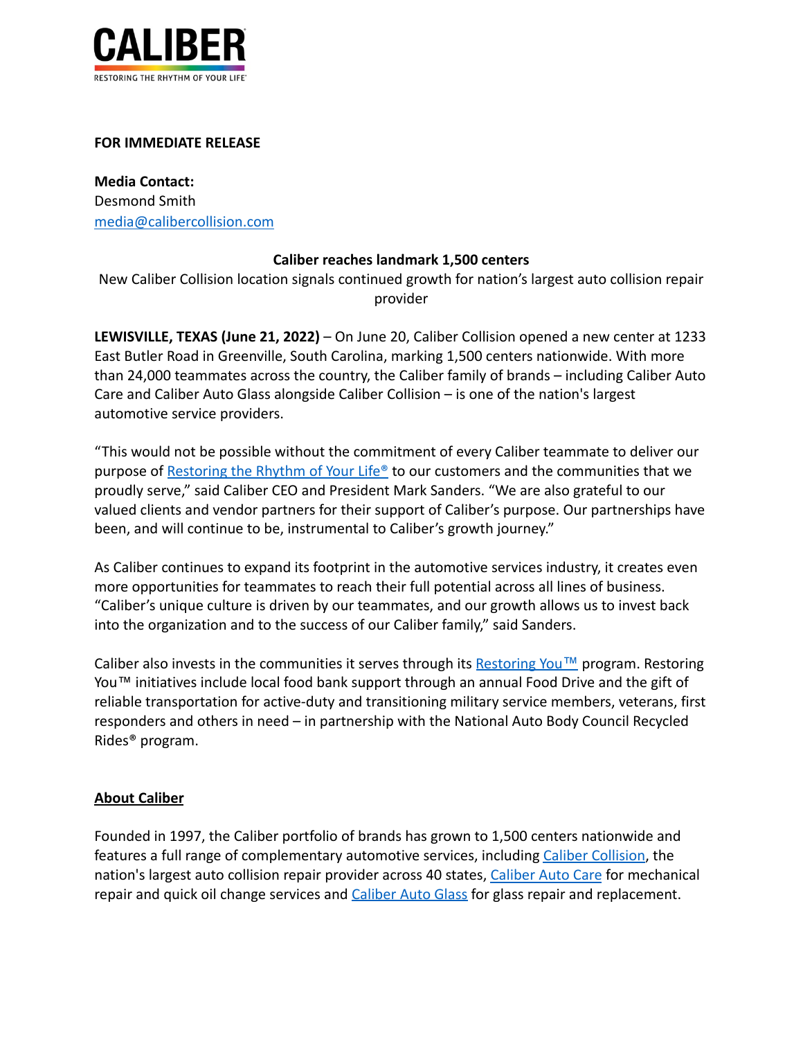**CALIBER**

RESTORING THE RHYTHM OF YOUR LIFE

**FOR IMMEDIATE RELEASE**

**Media Contact:**
Desmond Smith
media@calibercollision.com

**Caliber reaches landmark 1,500 centers**

New Caliber Collision location signals continued growth for nation's largest auto collision repair provider

**LEWISVILLE, TEXAS (June 21, 2022)** – On June 20, Caliber Collision opened a new center at 1233 East Butler Road in Greenville, South Carolina, marking 1,500 centers nationwide. With more than 24,000 teammates across the country, the Caliber family of brands – including Caliber Auto Care and Caliber Auto Glass alongside Caliber Collision – is one of the nation's largest automotive service providers.

"This would not be possible without the commitment of every Caliber teammate to deliver our purpose of Restoring the Rhythm of Your Life® to our customers and the communities that we proudly serve," said Caliber CEO and President Mark Sanders. "We are also grateful to our valued clients and vendor partners for their support of Caliber's purpose. Our partnerships have been, and will continue to be, instrumental to Caliber's growth journey."

As Caliber continues to expand its footprint in the automotive services industry, it creates even more opportunities for teammates to reach their full potential across all lines of business. "Caliber's unique culture is driven by our teammates, and our growth allows us to invest back into the organization and to the success of our Caliber family," said Sanders.

Caliber also invests in the communities it serves through its Restoring You™ program. Restoring You™ initiatives include local food bank support through an annual Food Drive and the gift of reliable transportation for active-duty and transitioning military service members, veterans, first responders and others in need – in partnership with the National Auto Body Council Recycled Rides® program.

## About Caliber

Founded in 1997, the Caliber portfolio of brands has grown to 1,500 centers nationwide and features a full range of complementary automotive services, including Caliber Collision, the nation's largest auto collision repair provider across 40 states, Caliber Auto Care for mechanical repair and quick oil change services and Caliber Auto Glass for glass repair and replacement.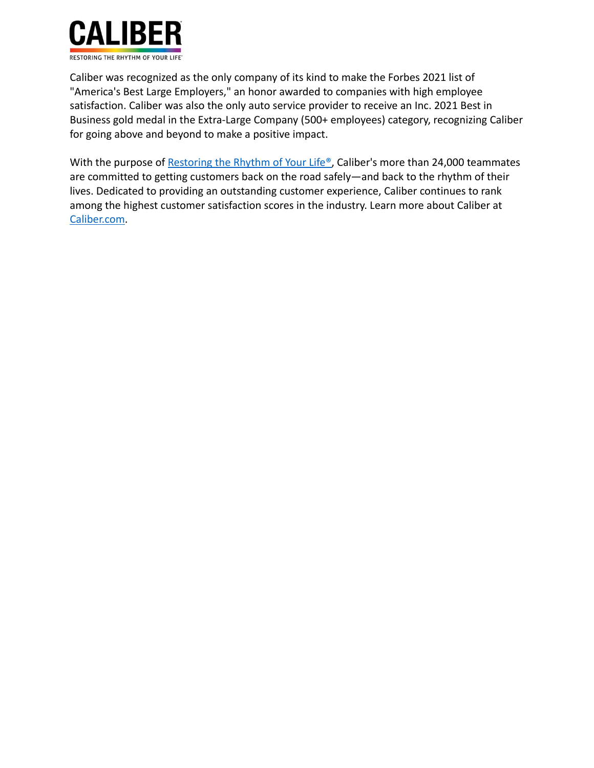Caliber was recognized as the only company of its kind to make the Forbes 2021 list of "America's Best Large Employers," an honor awarded to companies with high employee satisfaction. Caliber was also the only auto service provider to receive an Inc. 2021 Best in Business gold medal in the Extra-Large Company (500+ employees) category, recognizing Caliber for going above and beyond to make a positive impact.

With the purpose of Restoring the Rhythm of Your Life®, Caliber's more than 24,000 teammates are committed to getting customers back on the road safely—and back to the rhythm of their lives. Dedicated to providing an outstanding customer experience, Caliber continues to rank among the highest customer satisfaction scores in the industry. Learn more about Caliber at Caliber.com.